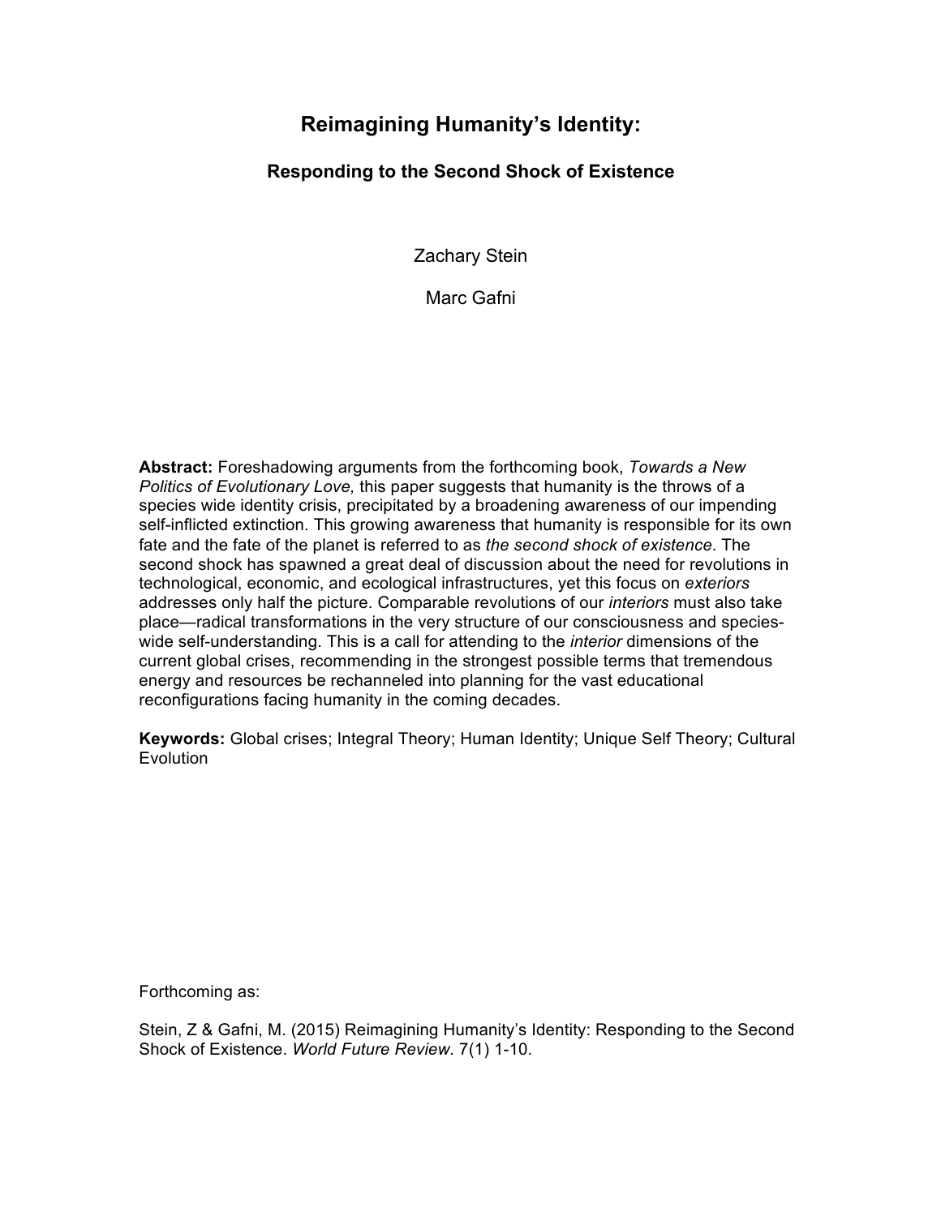# Reimagining Humanity's Identity:

## Responding to the Second Shock of Existence

Zachary Stein

Marc Gafni

**Abstract:** Foreshadowing arguments from the forthcoming book, *Towards a New Politics of Evolutionary Love,* this paper suggests that humanity is the throws of a species wide identity crisis, precipitated by a broadening awareness of our impending self-inflicted extinction. This growing awareness that humanity is responsible for its own fate and the fate of the planet is referred to as *the second shock of existence*. The second shock has spawned a great deal of discussion about the need for revolutions in technological, economic, and ecological infrastructures, yet this focus on *exteriors* addresses only half the picture. Comparable revolutions of our *interiors* must also take place—radical transformations in the very structure of our consciousness and species-wide self-understanding. This is a call for attending to the *interior* dimensions of the current global crises, recommending in the strongest possible terms that tremendous energy and resources be rechanneled into planning for the vast educational reconfigurations facing humanity in the coming decades.

**Keywords:** Global crises; Integral Theory; Human Identity; Unique Self Theory; Cultural Evolution

Forthcoming as:

Stein, Z & Gafni, M. (2015) Reimagining Humanity's Identity: Responding to the Second Shock of Existence. *World Future Review*. 7(1) 1-10.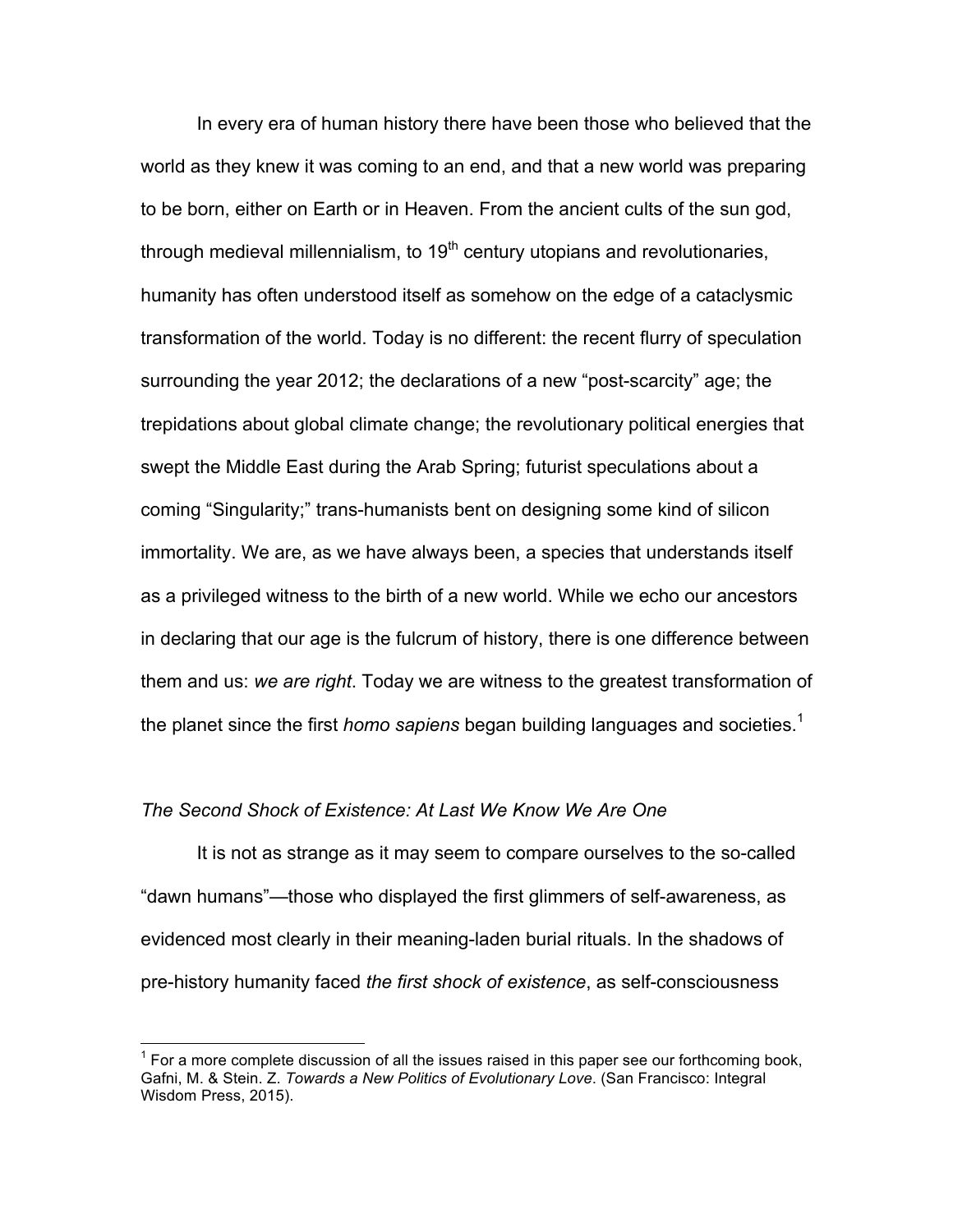In every era of human history there have been those who believed that the world as they knew it was coming to an end, and that a new world was preparing to be born, either on Earth or in Heaven. From the ancient cults of the sun god, through medieval millennialism, to 19th century utopians and revolutionaries, humanity has often understood itself as somehow on the edge of a cataclysmic transformation of the world. Today is no different: the recent flurry of speculation surrounding the year 2012; the declarations of a new "post-scarcity" age; the trepidations about global climate change; the revolutionary political energies that swept the Middle East during the Arab Spring; futurist speculations about a coming "Singularity;" trans-humanists bent on designing some kind of silicon immortality. We are, as we have always been, a species that understands itself as a privileged witness to the birth of a new world. While we echo our ancestors in declaring that our age is the fulcrum of history, there is one difference between them and us: *we are right*. Today we are witness to the greatest transformation of the planet since the first *homo sapiens* began building languages and societies.[1]

*The Second Shock of Existence: At Last We Know We Are One*

It is not as strange as it may seem to compare ourselves to the so-called "dawn humans"—those who displayed the first glimmers of self-awareness, as evidenced most clearly in their meaning-laden burial rituals. In the shadows of pre-history humanity faced *the first shock of existence*, as self-consciousness

---

[1] For a more complete discussion of all the issues raised in this paper see our forthcoming book, Gafni, M. & Stein. Z. *Towards a New Politics of Evolutionary Love*. (San Francisco: Integral Wisdom Press, 2015).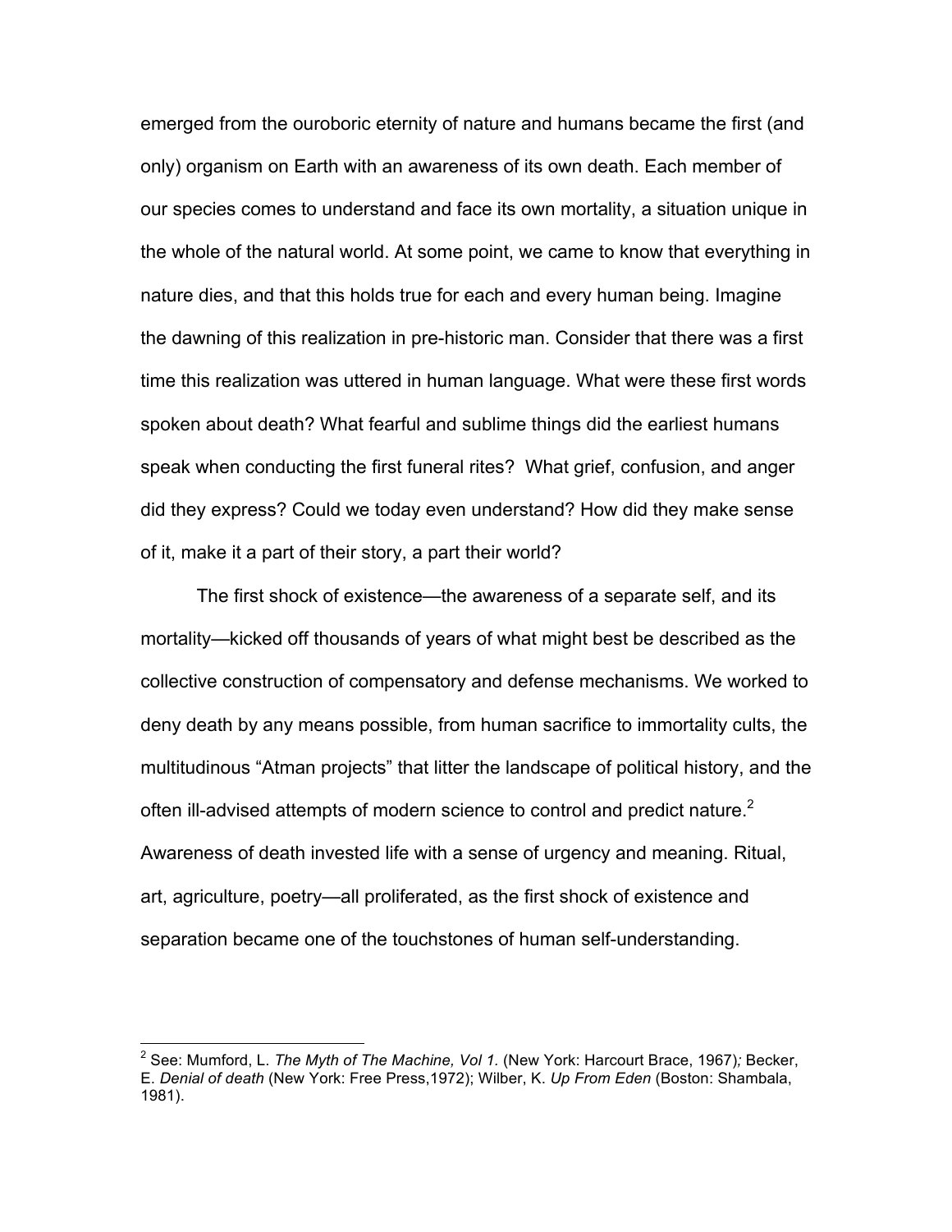emerged from the ouroboric eternity of nature and humans became the first (and only) organism on Earth with an awareness of its own death. Each member of our species comes to understand and face its own mortality, a situation unique in the whole of the natural world. At some point, we came to know that everything in nature dies, and that this holds true for each and every human being. Imagine the dawning of this realization in pre-historic man. Consider that there was a first time this realization was uttered in human language. What were these first words spoken about death? What fearful and sublime things did the earliest humans speak when conducting the first funeral rites? What grief, confusion, and anger did they express? Could we today even understand? How did they make sense of it, make it a part of their story, a part their world?

The first shock of existence—the awareness of a separate self, and its mortality—kicked off thousands of years of what might best be described as the collective construction of compensatory and defense mechanisms. We worked to deny death by any means possible, from human sacrifice to immortality cults, the multitudinous "Atman projects" that litter the landscape of political history, and the often ill-advised attempts of modern science to control and predict nature.[2] Awareness of death invested life with a sense of urgency and meaning. Ritual, art, agriculture, poetry—all proliferated, as the first shock of existence and separation became one of the touchstones of human self-understanding.

---

[2] See: Mumford, L. *The Myth of The Machine, Vol 1.* (New York: Harcourt Brace, 1967); Becker, E. *Denial of death* (New York: Free Press,1972); Wilber, K. *Up From Eden* (Boston: Shambala, 1981).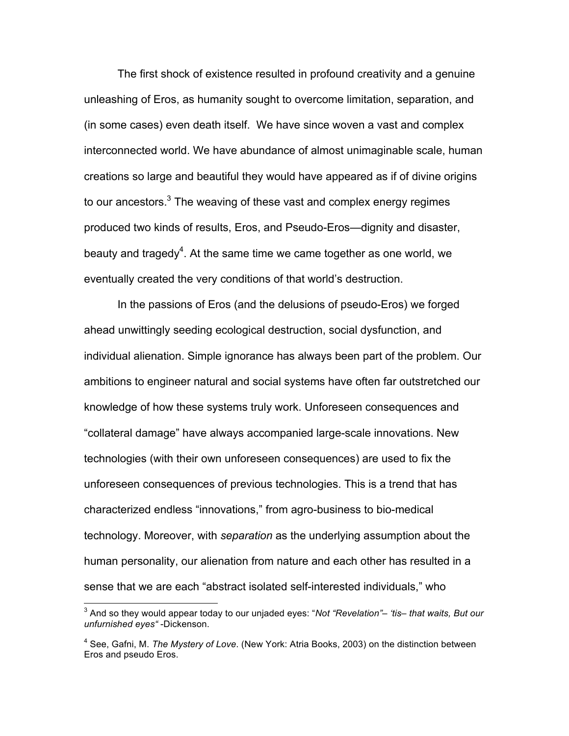The first shock of existence resulted in profound creativity and a genuine unleashing of Eros, as humanity sought to overcome limitation, separation, and (in some cases) even death itself. We have since woven a vast and complex interconnected world. We have abundance of almost unimaginable scale, human creations so large and beautiful they would have appeared as if of divine origins to our ancestors.[3] The weaving of these vast and complex energy regimes produced two kinds of results, Eros, and Pseudo-Eros—dignity and disaster, beauty and tragedy[4]. At the same time we came together as one world, we eventually created the very conditions of that world's destruction.

In the passions of Eros (and the delusions of pseudo-Eros) we forged ahead unwittingly seeding ecological destruction, social dysfunction, and individual alienation. Simple ignorance has always been part of the problem. Our ambitions to engineer natural and social systems have often far outstretched our knowledge of how these systems truly work. Unforeseen consequences and "collateral damage" have always accompanied large-scale innovations. New technologies (with their own unforeseen consequences) are used to fix the unforeseen consequences of previous technologies. This is a trend that has characterized endless "innovations," from agro-business to bio-medical technology. Moreover, with *separation* as the underlying assumption about the human personality, our alienation from nature and each other has resulted in a sense that we are each "abstract isolated self-interested individuals," who

---

[3] And so they would appear today to our unjaded eyes: "*Not "Revelation"– 'tis– that waits, But our unfurnished eyes"* -Dickenson.

[4] See, Gafni, M. *The Mystery of Love*. (New York: Atria Books, 2003) on the distinction between Eros and pseudo Eros.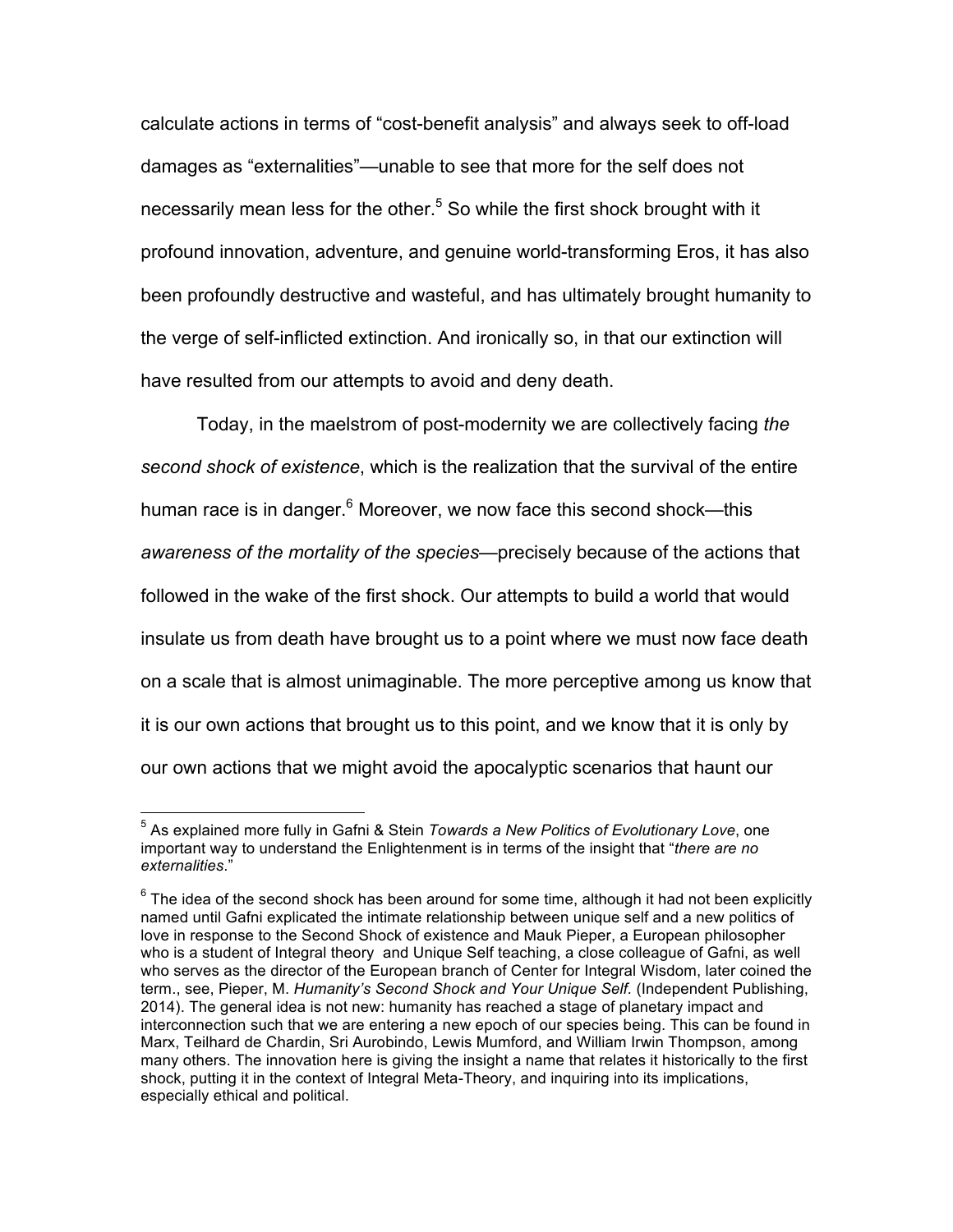calculate actions in terms of "cost-benefit analysis" and always seek to off-load damages as "externalities"—unable to see that more for the self does not necessarily mean less for the other.[5] So while the first shock brought with it profound innovation, adventure, and genuine world-transforming Eros, it has also been profoundly destructive and wasteful, and has ultimately brought humanity to the verge of self-inflicted extinction. And ironically so, in that our extinction will have resulted from our attempts to avoid and deny death.

Today, in the maelstrom of post-modernity we are collectively facing *the second shock of existence*, which is the realization that the survival of the entire human race is in danger.[6] Moreover, we now face this second shock—this *awareness of the mortality of the species*—precisely because of the actions that followed in the wake of the first shock. Our attempts to build a world that would insulate us from death have brought us to a point where we must now face death on a scale that is almost unimaginable. The more perceptive among us know that it is our own actions that brought us to this point, and we know that it is only by our own actions that we might avoid the apocalyptic scenarios that haunt our

---

[5] As explained more fully in Gafni & Stein *Towards a New Politics of Evolutionary Love*, one important way to understand the Enlightenment is in terms of the insight that "*there are no externalities*."

[6] The idea of the second shock has been around for some time, although it had not been explicitly named until Gafni explicated the intimate relationship between unique self and a new politics of love in response to the Second Shock of existence and Mauk Pieper, a European philosopher who is a student of Integral theory and Unique Self teaching, a close colleague of Gafni, as well who serves as the director of the European branch of Center for Integral Wisdom, later coined the term., see, Pieper, M. *Humanity's Second Shock and Your Unique Self.* (Independent Publishing, 2014). The general idea is not new: humanity has reached a stage of planetary impact and interconnection such that we are entering a new epoch of our species being. This can be found in Marx, Teilhard de Chardin, Sri Aurobindo, Lewis Mumford, and William Irwin Thompson, among many others. The innovation here is giving the insight a name that relates it historically to the first shock, putting it in the context of Integral Meta-Theory, and inquiring into its implications, especially ethical and political.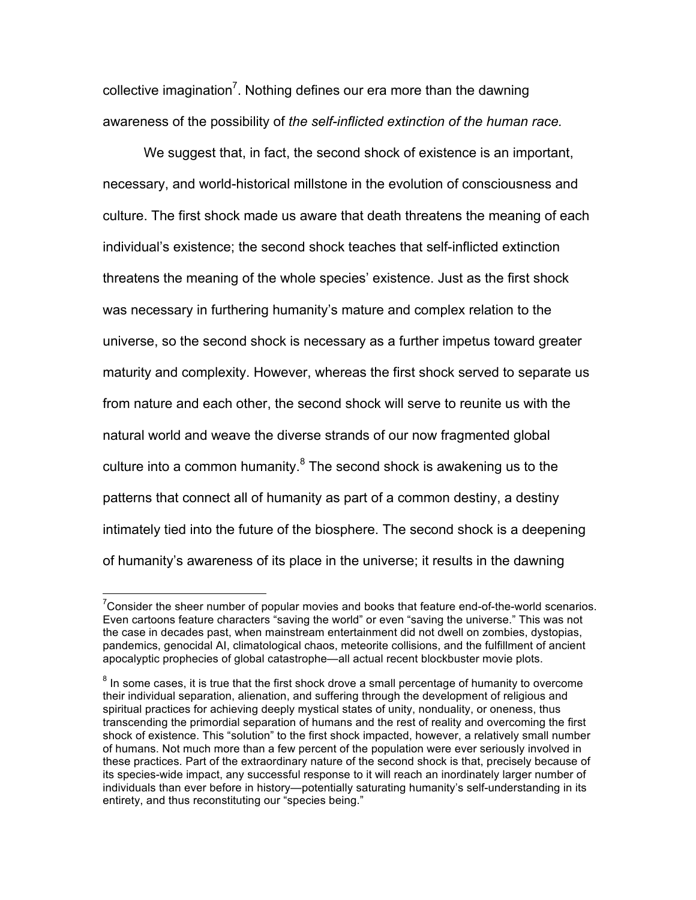collective imagination[7]. Nothing defines our era more than the dawning awareness of the possibility of *the self-inflicted extinction of the human race.*

We suggest that, in fact, the second shock of existence is an important, necessary, and world-historical millstone in the evolution of consciousness and culture. The first shock made us aware that death threatens the meaning of each individual's existence; the second shock teaches that self-inflicted extinction threatens the meaning of the whole species' existence. Just as the first shock was necessary in furthering humanity's mature and complex relation to the universe, so the second shock is necessary as a further impetus toward greater maturity and complexity. However, whereas the first shock served to separate us from nature and each other, the second shock will serve to reunite us with the natural world and weave the diverse strands of our now fragmented global culture into a common humanity.[8] The second shock is awakening us to the patterns that connect all of humanity as part of a common destiny, a destiny intimately tied into the future of the biosphere. The second shock is a deepening of humanity's awareness of its place in the universe; it results in the dawning

---

[7] Consider the sheer number of popular movies and books that feature end-of-the-world scenarios. Even cartoons feature characters "saving the world" or even "saving the universe." This was not the case in decades past, when mainstream entertainment did not dwell on zombies, dystopias, pandemics, genocidal AI, climatological chaos, meteorite collisions, and the fulfillment of ancient apocalyptic prophecies of global catastrophe—all actual recent blockbuster movie plots.

[8] In some cases, it is true that the first shock drove a small percentage of humanity to overcome their individual separation, alienation, and suffering through the development of religious and spiritual practices for achieving deeply mystical states of unity, nonduality, or oneness, thus transcending the primordial separation of humans and the rest of reality and overcoming the first shock of existence. This "solution" to the first shock impacted, however, a relatively small number of humans. Not much more than a few percent of the population were ever seriously involved in these practices. Part of the extraordinary nature of the second shock is that, precisely because of its species-wide impact, any successful response to it will reach an inordinately larger number of individuals than ever before in history—potentially saturating humanity's self-understanding in its entirety, and thus reconstituting our "species being."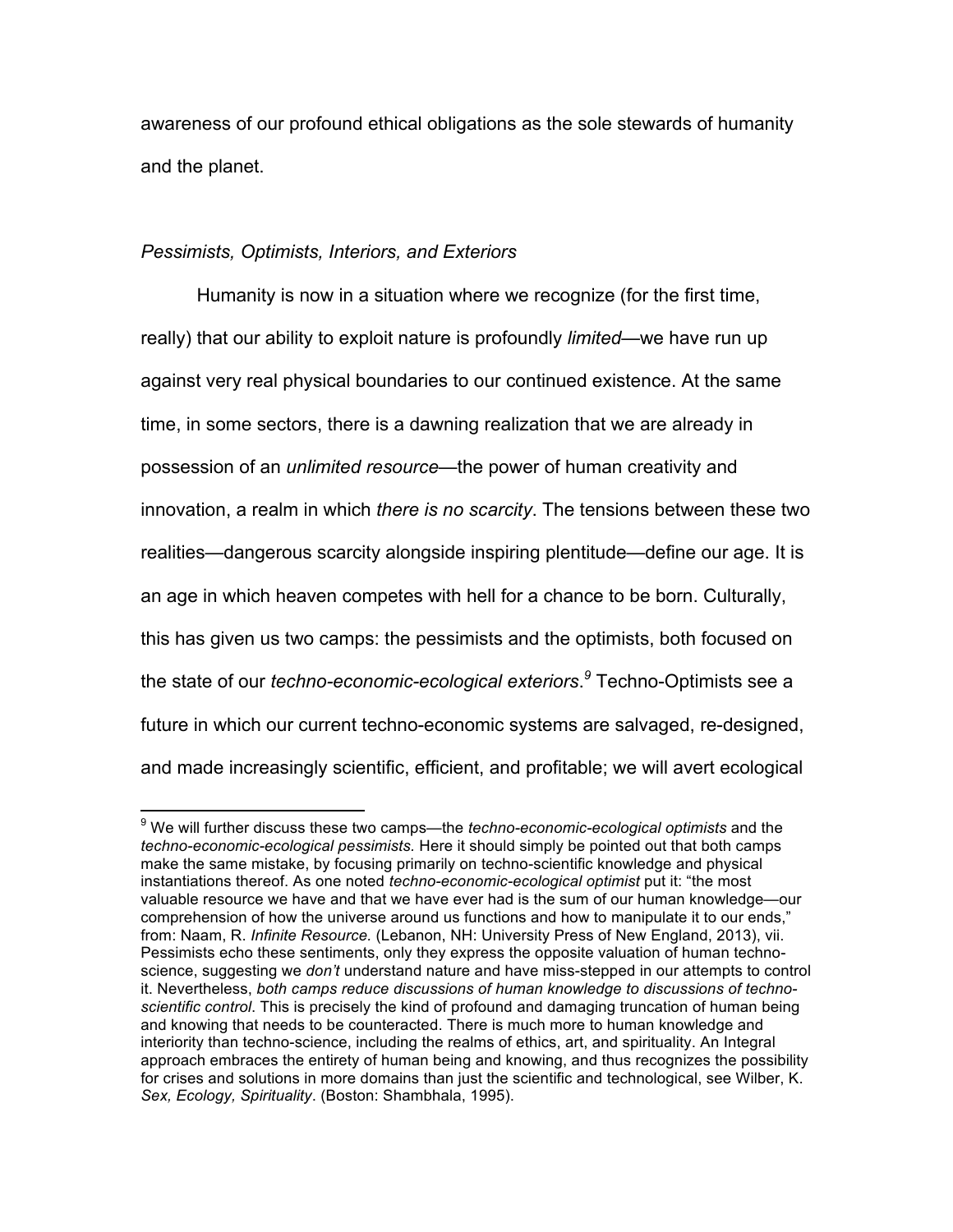awareness of our profound ethical obligations as the sole stewards of humanity and the planet.

*Pessimists, Optimists, Interiors, and Exteriors*

Humanity is now in a situation where we recognize (for the first time, really) that our ability to exploit nature is profoundly *limited*—we have run up against very real physical boundaries to our continued existence. At the same time, in some sectors, there is a dawning realization that we are already in possession of an *unlimited resource*—the power of human creativity and innovation, a realm in which *there is no scarcity*. The tensions between these two realities—dangerous scarcity alongside inspiring plentitude—define our age. It is an age in which heaven competes with hell for a chance to be born. Culturally, this has given us two camps: the pessimists and the optimists, both focused on the state of our *techno-economic-ecological exteriors*.[9] Techno-Optimists see a future in which our current techno-economic systems are salvaged, re-designed, and made increasingly scientific, efficient, and profitable; we will avert ecological

---

[9] We will further discuss these two camps—the *techno-economic-ecological optimists* and the *techno-economic-ecological pessimists.* Here it should simply be pointed out that both camps make the same mistake, by focusing primarily on techno-scientific knowledge and physical instantiations thereof. As one noted *techno-economic-ecological optimist* put it: "the most valuable resource we have and that we have ever had is the sum of our human knowledge—our comprehension of how the universe around us functions and how to manipulate it to our ends," from: Naam, R. *Infinite Resource.* (Lebanon, NH: University Press of New England, 2013), vii. Pessimists echo these sentiments, only they express the opposite valuation of human techno-science, suggesting we *don't* understand nature and have miss-stepped in our attempts to control it. Nevertheless, *both camps reduce discussions of human knowledge to discussions of techno-scientific control*. This is precisely the kind of profound and damaging truncation of human being and knowing that needs to be counteracted. There is much more to human knowledge and interiority than techno-science, including the realms of ethics, art, and spirituality. An Integral approach embraces the entirety of human being and knowing, and thus recognizes the possibility for crises and solutions in more domains than just the scientific and technological, see Wilber, K. *Sex, Ecology, Spirituality*. (Boston: Shambhala, 1995).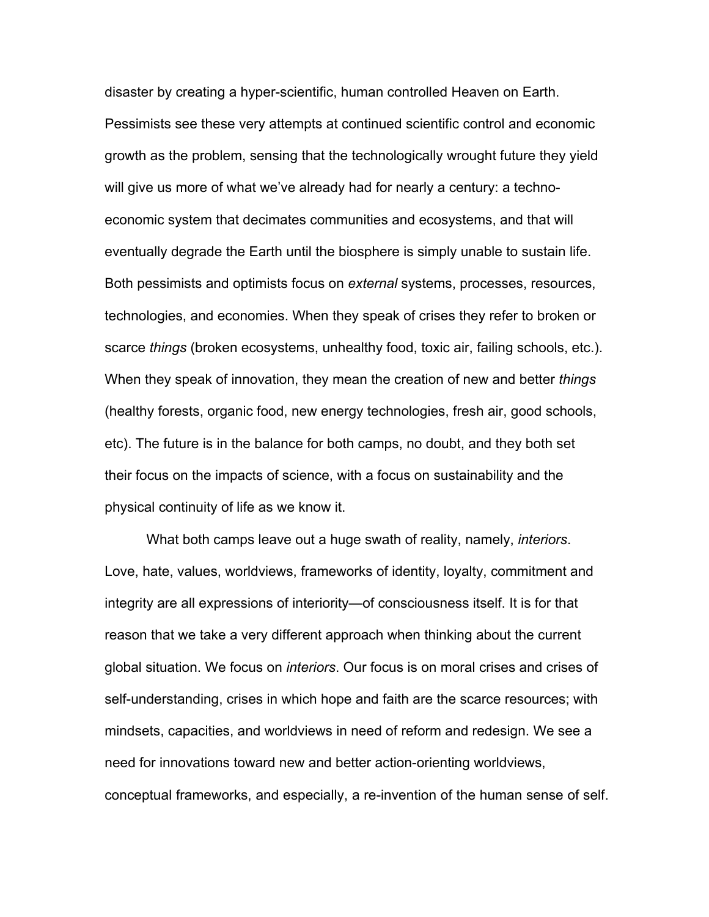disaster by creating a hyper-scientific, human controlled Heaven on Earth. Pessimists see these very attempts at continued scientific control and economic growth as the problem, sensing that the technologically wrought future they yield will give us more of what we've already had for nearly a century: a techno-economic system that decimates communities and ecosystems, and that will eventually degrade the Earth until the biosphere is simply unable to sustain life. Both pessimists and optimists focus on *external* systems, processes, resources, technologies, and economies. When they speak of crises they refer to broken or scarce *things* (broken ecosystems, unhealthy food, toxic air, failing schools, etc.). When they speak of innovation, they mean the creation of new and better *things* (healthy forests, organic food, new energy technologies, fresh air, good schools, etc). The future is in the balance for both camps, no doubt, and they both set their focus on the impacts of science, with a focus on sustainability and the physical continuity of life as we know it.

What both camps leave out a huge swath of reality, namely, *interiors*. Love, hate, values, worldviews, frameworks of identity, loyalty, commitment and integrity are all expressions of interiority—of consciousness itself. It is for that reason that we take a very different approach when thinking about the current global situation. We focus on *interiors*. Our focus is on moral crises and crises of self-understanding, crises in which hope and faith are the scarce resources; with mindsets, capacities, and worldviews in need of reform and redesign. We see a need for innovations toward new and better action-orienting worldviews, conceptual frameworks, and especially, a re-invention of the human sense of self.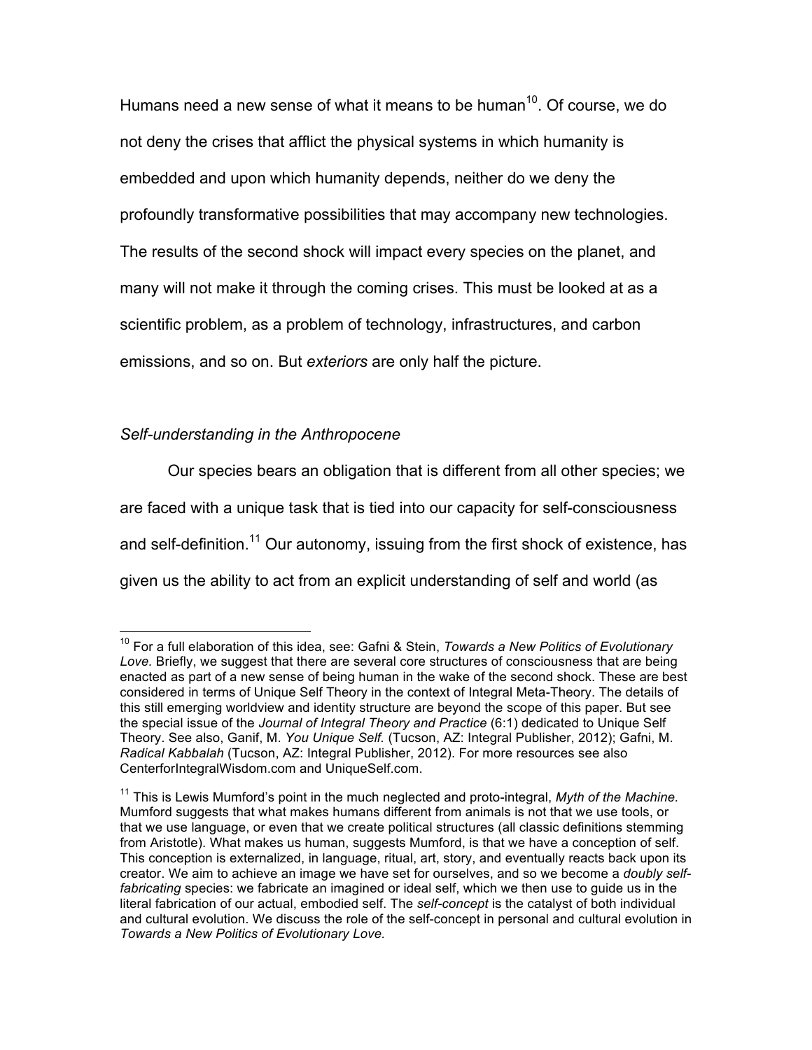Humans need a new sense of what it means to be human[10]. Of course, we do not deny the crises that afflict the physical systems in which humanity is embedded and upon which humanity depends, neither do we deny the profoundly transformative possibilities that may accompany new technologies. The results of the second shock will impact every species on the planet, and many will not make it through the coming crises. This must be looked at as a scientific problem, as a problem of technology, infrastructures, and carbon emissions, and so on. But *exteriors* are only half the picture.

### *Self-understanding in the Anthropocene*

Our species bears an obligation that is different from all other species; we are faced with a unique task that is tied into our capacity for self-consciousness and self-definition.[11] Our autonomy, issuing from the first shock of existence, has given us the ability to act from an explicit understanding of self and world (as

---

[10] For a full elaboration of this idea, see: Gafni & Stein, *Towards a New Politics of Evolutionary Love.* Briefly, we suggest that there are several core structures of consciousness that are being enacted as part of a new sense of being human in the wake of the second shock. These are best considered in terms of Unique Self Theory in the context of Integral Meta-Theory. The details of this still emerging worldview and identity structure are beyond the scope of this paper. But see the special issue of the *Journal of Integral Theory and Practice* (6:1) dedicated to Unique Self Theory. See also, Ganif, M. *You Unique Self.* (Tucson, AZ: Integral Publisher, 2012); Gafni, M. *Radical Kabbalah* (Tucson, AZ: Integral Publisher, 2012). For more resources see also CenterforIntegralWisdom.com and UniqueSelf.com.

[11] This is Lewis Mumford's point in the much neglected and proto-integral, *Myth of the Machine.* Mumford suggests that what makes humans different from animals is not that we use tools, or that we use language, or even that we create political structures (all classic definitions stemming from Aristotle). What makes us human, suggests Mumford, is that we have a conception of self. This conception is externalized, in language, ritual, art, story, and eventually reacts back upon its creator. We aim to achieve an image we have set for ourselves, and so we become a *doubly self-fabricating* species: we fabricate an imagined or ideal self, which we then use to guide us in the literal fabrication of our actual, embodied self. The *self-concept* is the catalyst of both individual and cultural evolution. We discuss the role of the self-concept in personal and cultural evolution in *Towards a New Politics of Evolutionary Love.*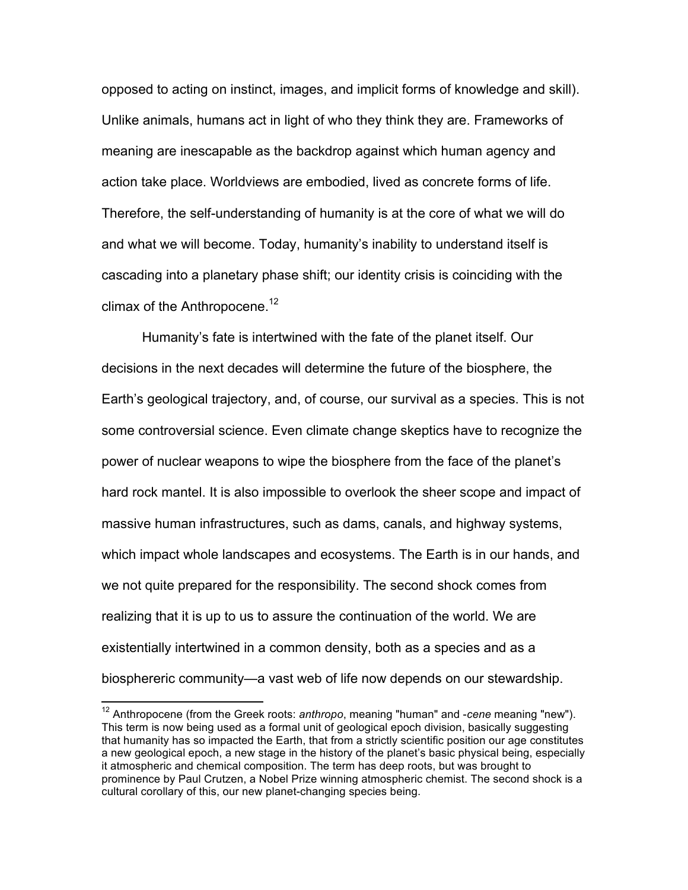opposed to acting on instinct, images, and implicit forms of knowledge and skill). Unlike animals, humans act in light of who they think they are. Frameworks of meaning are inescapable as the backdrop against which human agency and action take place. Worldviews are embodied, lived as concrete forms of life. Therefore, the self-understanding of humanity is at the core of what we will do and what we will become. Today, humanity's inability to understand itself is cascading into a planetary phase shift; our identity crisis is coinciding with the climax of the Anthropocene.[12]

Humanity's fate is intertwined with the fate of the planet itself. Our decisions in the next decades will determine the future of the biosphere, the Earth's geological trajectory, and, of course, our survival as a species. This is not some controversial science. Even climate change skeptics have to recognize the power of nuclear weapons to wipe the biosphere from the face of the planet's hard rock mantel. It is also impossible to overlook the sheer scope and impact of massive human infrastructures, such as dams, canals, and highway systems, which impact whole landscapes and ecosystems. The Earth is in our hands, and we not quite prepared for the responsibility. The second shock comes from realizing that it is up to us to assure the continuation of the world. We are existentially intertwined in a common density, both as a species and as a biosphereric community—a vast web of life now depends on our stewardship.

[12] Anthropocene (from the Greek roots: *anthropo*, meaning "human" and -*cene* meaning "new"). This term is now being used as a formal unit of geological epoch division, basically suggesting that humanity has so impacted the Earth, that from a strictly scientific position our age constitutes a new geological epoch, a new stage in the history of the planet's basic physical being, especially it atmospheric and chemical composition. The term has deep roots, but was brought to prominence by Paul Crutzen, a Nobel Prize winning atmospheric chemist. The second shock is a cultural corollary of this, our new planet-changing species being.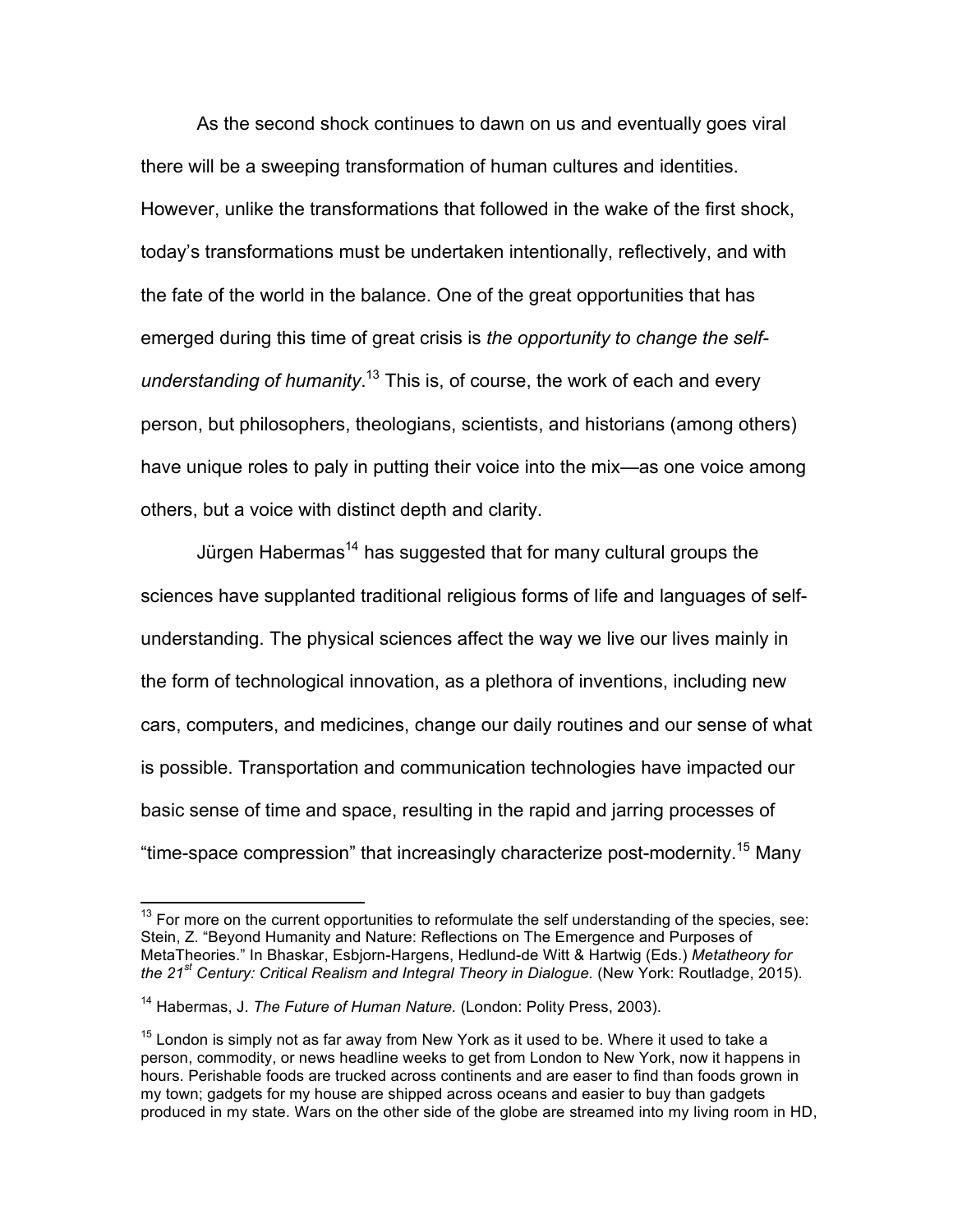As the second shock continues to dawn on us and eventually goes viral there will be a sweeping transformation of human cultures and identities. However, unlike the transformations that followed in the wake of the first shock, today's transformations must be undertaken intentionally, reflectively, and with the fate of the world in the balance. One of the great opportunities that has emerged during this time of great crisis is *the opportunity to change the self-understanding of humanity*.[13] This is, of course, the work of each and every person, but philosophers, theologians, scientists, and historians (among others) have unique roles to paly in putting their voice into the mix—as one voice among others, but a voice with distinct depth and clarity.

Jürgen Habermas[14] has suggested that for many cultural groups the sciences have supplanted traditional religious forms of life and languages of self-understanding. The physical sciences affect the way we live our lives mainly in the form of technological innovation, as a plethora of inventions, including new cars, computers, and medicines, change our daily routines and our sense of what is possible. Transportation and communication technologies have impacted our basic sense of time and space, resulting in the rapid and jarring processes of "time-space compression" that increasingly characterize post-modernity.[15] Many

---

[13] For more on the current opportunities to reformulate the self understanding of the species, see: Stein, Z. "Beyond Humanity and Nature: Reflections on The Emergence and Purposes of MetaTheories." In Bhaskar, Esbjorn-Hargens, Hedlund-de Witt & Hartwig (Eds.) *Metatheory for the 21st Century: Critical Realism and Integral Theory in Dialogue.* (New York: Routladge, 2015).

[14] Habermas, J. *The Future of Human Nature.* (London: Polity Press, 2003).

[15] London is simply not as far away from New York as it used to be. Where it used to take a person, commodity, or news headline weeks to get from London to New York, now it happens in hours. Perishable foods are trucked across continents and are easer to find than foods grown in my town; gadgets for my house are shipped across oceans and easier to buy than gadgets produced in my state. Wars on the other side of the globe are streamed into my living room in HD,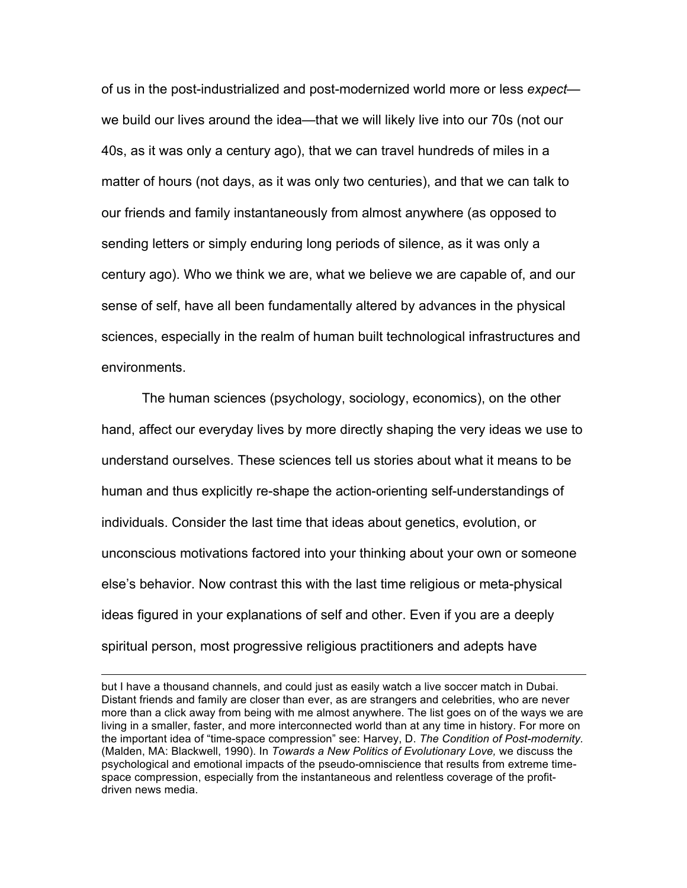of us in the post-industrialized and post-modernized world more or less *expect*—we build our lives around the idea—that we will likely live into our 70s (not our 40s, as it was only a century ago), that we can travel hundreds of miles in a matter of hours (not days, as it was only two centuries), and that we can talk to our friends and family instantaneously from almost anywhere (as opposed to sending letters or simply enduring long periods of silence, as it was only a century ago). Who we think we are, what we believe we are capable of, and our sense of self, have all been fundamentally altered by advances in the physical sciences, especially in the realm of human built technological infrastructures and environments.

The human sciences (psychology, sociology, economics), on the other hand, affect our everyday lives by more directly shaping the very ideas we use to understand ourselves. These sciences tell us stories about what it means to be human and thus explicitly re-shape the action-orienting self-understandings of individuals. Consider the last time that ideas about genetics, evolution, or unconscious motivations factored into your thinking about your own or someone else's behavior. Now contrast this with the last time religious or meta-physical ideas figured in your explanations of self and other. Even if you are a deeply spiritual person, most progressive religious practitioners and adepts have

---

but I have a thousand channels, and could just as easily watch a live soccer match in Dubai. Distant friends and family are closer than ever, as are strangers and celebrities, who are never more than a click away from being with me almost anywhere. The list goes on of the ways we are living in a smaller, faster, and more interconnected world than at any time in history. For more on the important idea of "time-space compression" see: Harvey, D. *The Condition of Post-modernity.* (Malden, MA: Blackwell, 1990). In *Towards a New Politics of Evolutionary Love,* we discuss the psychological and emotional impacts of the pseudo-omniscience that results from extreme time-space compression, especially from the instantaneous and relentless coverage of the profit-driven news media.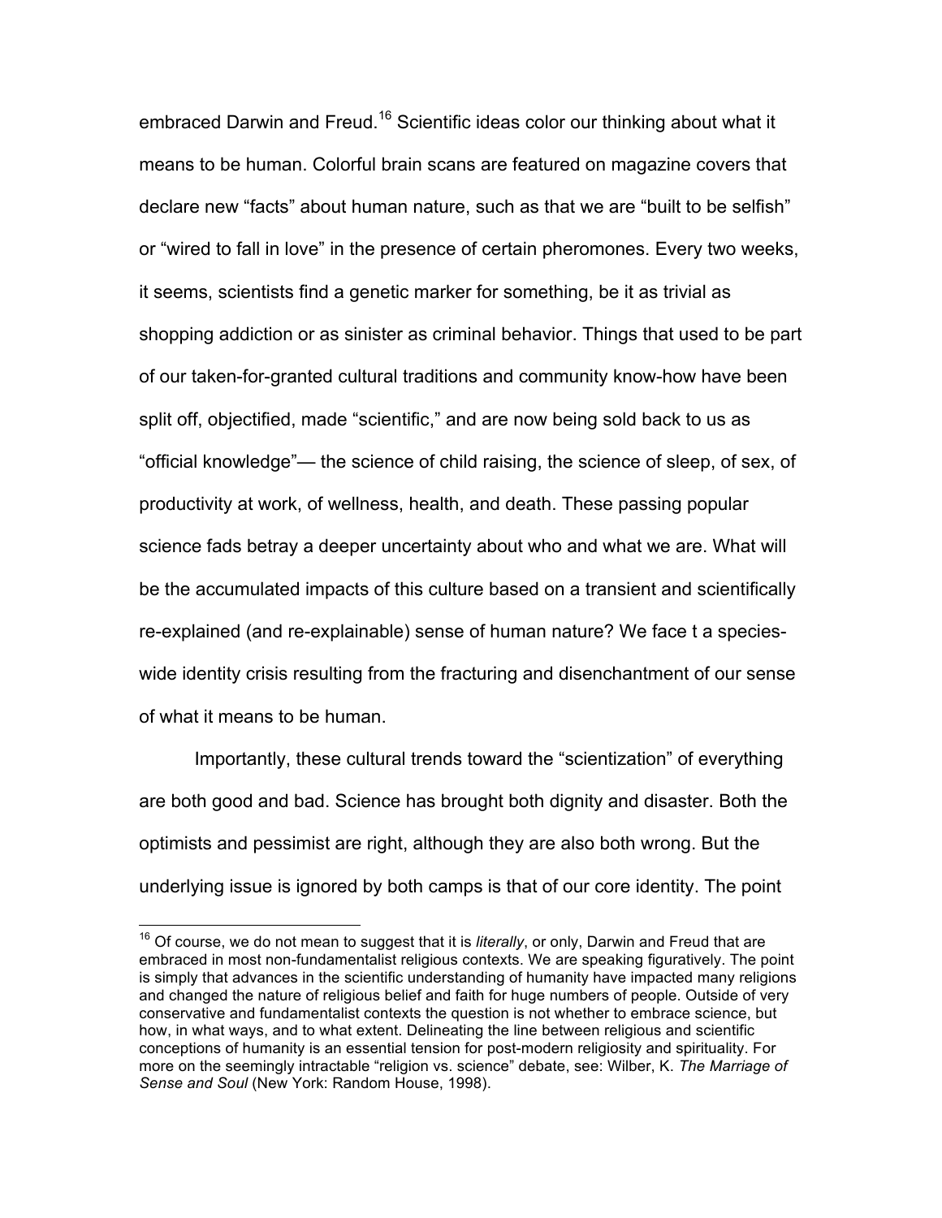embraced Darwin and Freud.[16] Scientific ideas color our thinking about what it means to be human. Colorful brain scans are featured on magazine covers that declare new "facts" about human nature, such as that we are "built to be selfish" or "wired to fall in love" in the presence of certain pheromones. Every two weeks, it seems, scientists find a genetic marker for something, be it as trivial as shopping addiction or as sinister as criminal behavior. Things that used to be part of our taken-for-granted cultural traditions and community know-how have been split off, objectified, made "scientific," and are now being sold back to us as "official knowledge"— the science of child raising, the science of sleep, of sex, of productivity at work, of wellness, health, and death. These passing popular science fads betray a deeper uncertainty about who and what we are. What will be the accumulated impacts of this culture based on a transient and scientifically re-explained (and re-explainable) sense of human nature? We face t a species-wide identity crisis resulting from the fracturing and disenchantment of our sense of what it means to be human.

Importantly, these cultural trends toward the "scientization" of everything are both good and bad. Science has brought both dignity and disaster. Both the optimists and pessimist are right, although they are also both wrong. But the underlying issue is ignored by both camps is that of our core identity. The point

[16] Of course, we do not mean to suggest that it is *literally*, or only, Darwin and Freud that are embraced in most non-fundamentalist religious contexts. We are speaking figuratively. The point is simply that advances in the scientific understanding of humanity have impacted many religions and changed the nature of religious belief and faith for huge numbers of people. Outside of very conservative and fundamentalist contexts the question is not whether to embrace science, but how, in what ways, and to what extent. Delineating the line between religious and scientific conceptions of humanity is an essential tension for post-modern religiosity and spirituality. For more on the seemingly intractable "religion vs. science" debate, see: Wilber, K. *The Marriage of Sense and Soul* (New York: Random House, 1998).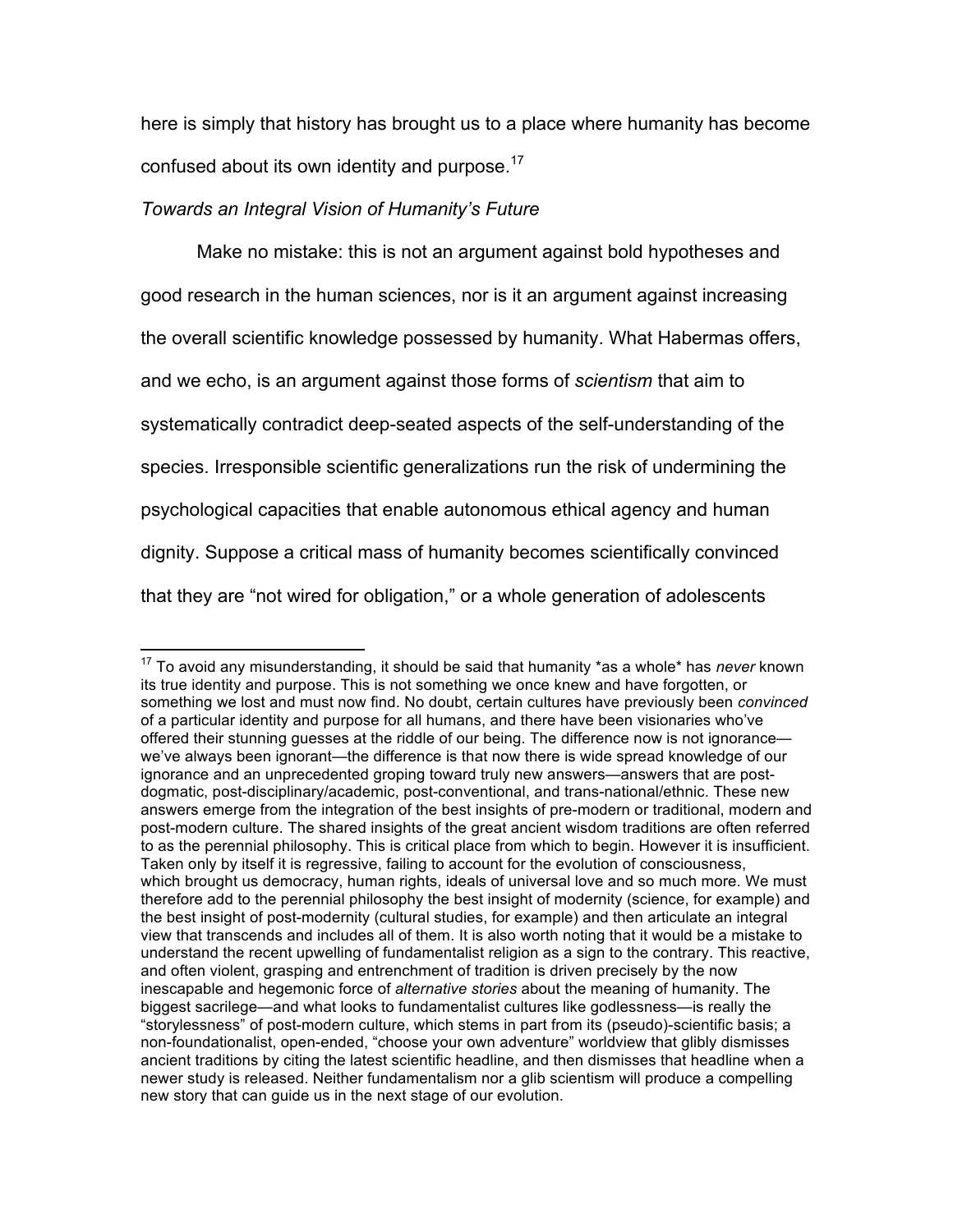here is simply that history has brought us to a place where humanity has become confused about its own identity and purpose.[17]

*Towards an Integral Vision of Humanity's Future*

Make no mistake: this is not an argument against bold hypotheses and good research in the human sciences, nor is it an argument against increasing the overall scientific knowledge possessed by humanity. What Habermas offers, and we echo, is an argument against those forms of *scientism* that aim to systematically contradict deep-seated aspects of the self-understanding of the species. Irresponsible scientific generalizations run the risk of undermining the psychological capacities that enable autonomous ethical agency and human dignity. Suppose a critical mass of humanity becomes scientifically convinced that they are "not wired for obligation," or a whole generation of adolescents

---

[17] To avoid any misunderstanding, it should be said that humanity *as a whole* has *never* known its true identity and purpose. This is not something we once knew and have forgotten, or something we lost and must now find. No doubt, certain cultures have previously been *convinced* of a particular identity and purpose for all humans, and there have been visionaries who've offered their stunning guesses at the riddle of our being. The difference now is not ignorance—we've always been ignorant—the difference is that now there is wide spread knowledge of our ignorance and an unprecedented groping toward truly new answers—answers that are post-dogmatic, post-disciplinary/academic, post-conventional, and trans-national/ethnic. These new answers emerge from the integration of the best insights of pre-modern or traditional, modern and post-modern culture. The shared insights of the great ancient wisdom traditions are often referred to as the perennial philosophy. This is critical place from which to begin. However it is insufficient. Taken only by itself it is regressive, failing to account for the evolution of consciousness, which brought us democracy, human rights, ideals of universal love and so much more. We must therefore add to the perennial philosophy the best insight of modernity (science, for example) and the best insight of post-modernity (cultural studies, for example) and then articulate an integral view that transcends and includes all of them. It is also worth noting that it would be a mistake to understand the recent upwelling of fundamentalist religion as a sign to the contrary. This reactive, and often violent, grasping and entrenchment of tradition is driven precisely by the now inescapable and hegemonic force of *alternative stories* about the meaning of humanity. The biggest sacrilege—and what looks to fundamentalist cultures like godlessness—is really the "storylessness" of post-modern culture, which stems in part from its (pseudo)-scientific basis; a non-foundationalist, open-ended, "choose your own adventure" worldview that glibly dismisses ancient traditions by citing the latest scientific headline, and then dismisses that headline when a newer study is released. Neither fundamentalism nor a glib scientism will produce a compelling new story that can guide us in the next stage of our evolution.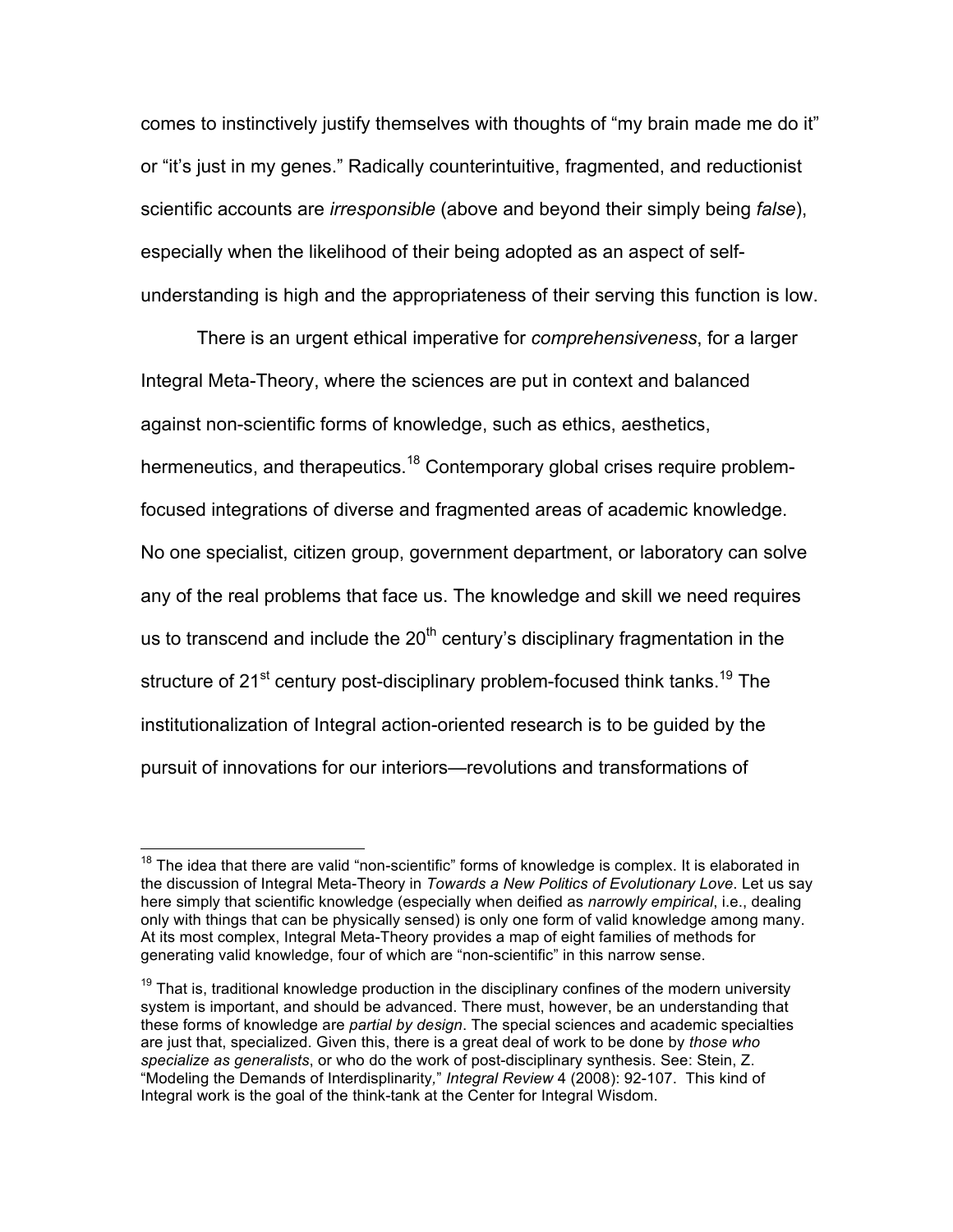comes to instinctively justify themselves with thoughts of "my brain made me do it" or "it's just in my genes." Radically counterintuitive, fragmented, and reductionist scientific accounts are *irresponsible* (above and beyond their simply being *false*), especially when the likelihood of their being adopted as an aspect of self-understanding is high and the appropriateness of their serving this function is low.

There is an urgent ethical imperative for *comprehensiveness*, for a larger Integral Meta-Theory, where the sciences are put in context and balanced against non-scientific forms of knowledge, such as ethics, aesthetics, hermeneutics, and therapeutics.[18] Contemporary global crises require problem-focused integrations of diverse and fragmented areas of academic knowledge. No one specialist, citizen group, government department, or laboratory can solve any of the real problems that face us. The knowledge and skill we need requires us to transcend and include the 20th century's disciplinary fragmentation in the structure of 21st century post-disciplinary problem-focused think tanks.[19] The institutionalization of Integral action-oriented research is to be guided by the pursuit of innovations for our interiors—revolutions and transformations of

---

[18] The idea that there are valid "non-scientific" forms of knowledge is complex. It is elaborated in the discussion of Integral Meta-Theory in *Towards a New Politics of Evolutionary Love*. Let us say here simply that scientific knowledge (especially when deified as *narrowly empirical*, i.e., dealing only with things that can be physically sensed) is only one form of valid knowledge among many. At its most complex, Integral Meta-Theory provides a map of eight families of methods for generating valid knowledge, four of which are "non-scientific" in this narrow sense.

[19] That is, traditional knowledge production in the disciplinary confines of the modern university system is important, and should be advanced. There must, however, be an understanding that these forms of knowledge are *partial by design*. The special sciences and academic specialties are just that, specialized. Given this, there is a great deal of work to be done by *those who specialize as generalists*, or who do the work of post-disciplinary synthesis. See: Stein, Z. "Modeling the Demands of Interdisplinarity," *Integral Review* 4 (2008): 92-107. This kind of Integral work is the goal of the think-tank at the Center for Integral Wisdom.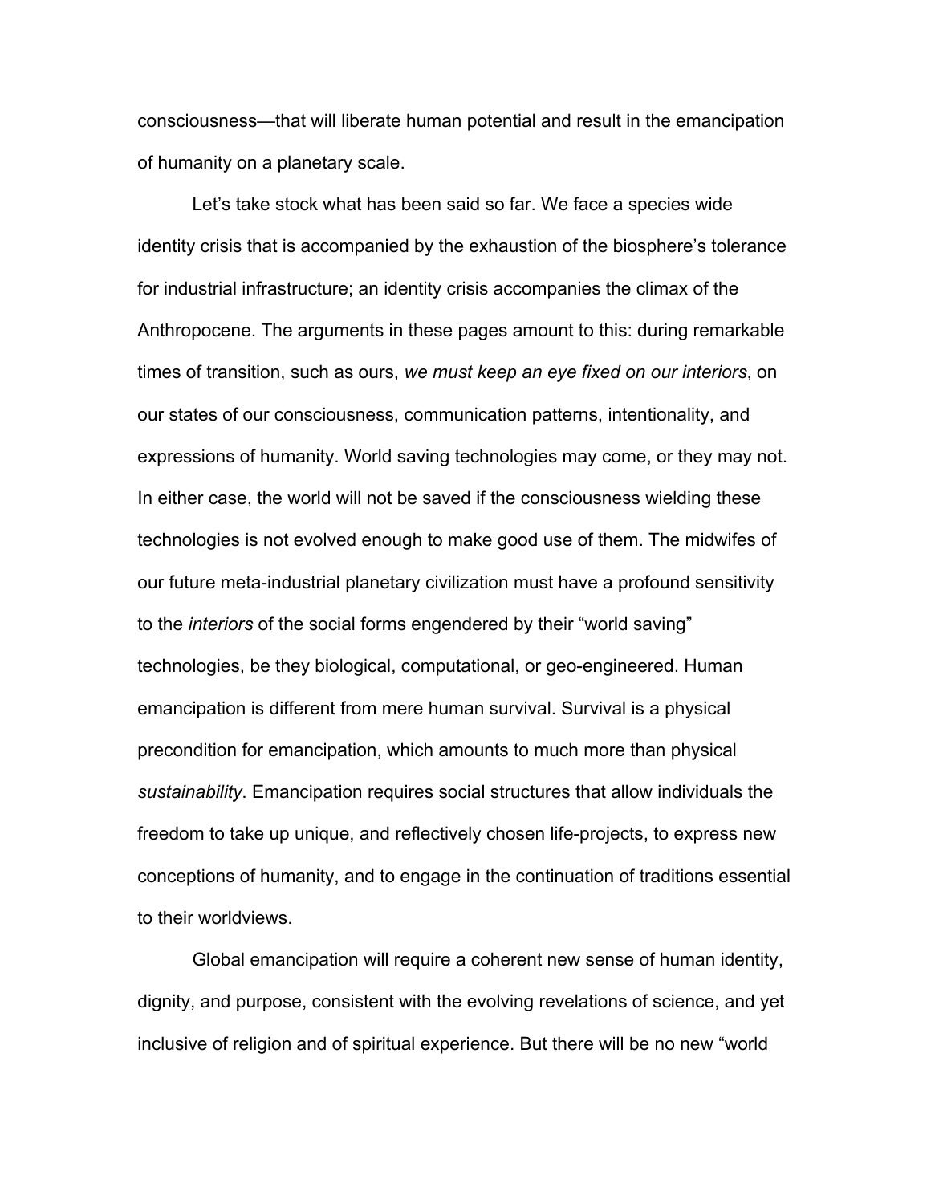consciousness—that will liberate human potential and result in the emancipation of humanity on a planetary scale.

Let's take stock what has been said so far. We face a species wide identity crisis that is accompanied by the exhaustion of the biosphere's tolerance for industrial infrastructure; an identity crisis accompanies the climax of the Anthropocene. The arguments in these pages amount to this: during remarkable times of transition, such as ours, *we must keep an eye fixed on our interiors*, on our states of our consciousness, communication patterns, intentionality, and expressions of humanity. World saving technologies may come, or they may not. In either case, the world will not be saved if the consciousness wielding these technologies is not evolved enough to make good use of them. The midwifes of our future meta-industrial planetary civilization must have a profound sensitivity to the *interiors* of the social forms engendered by their "world saving" technologies, be they biological, computational, or geo-engineered. Human emancipation is different from mere human survival. Survival is a physical precondition for emancipation, which amounts to much more than physical *sustainability*. Emancipation requires social structures that allow individuals the freedom to take up unique, and reflectively chosen life-projects, to express new conceptions of humanity, and to engage in the continuation of traditions essential to their worldviews.

Global emancipation will require a coherent new sense of human identity, dignity, and purpose, consistent with the evolving revelations of science, and yet inclusive of religion and of spiritual experience. But there will be no new "world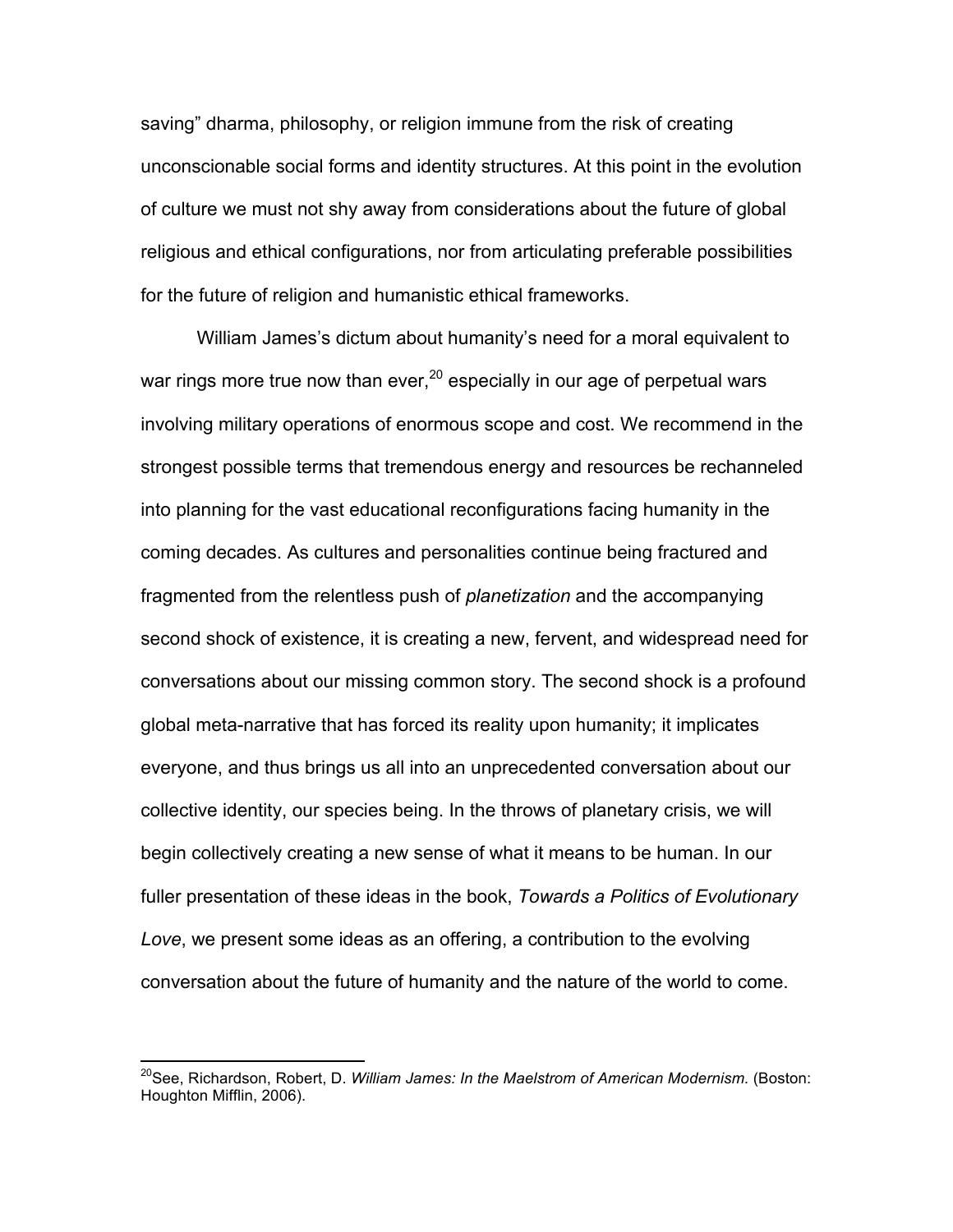saving" dharma, philosophy, or religion immune from the risk of creating unconscionable social forms and identity structures. At this point in the evolution of culture we must not shy away from considerations about the future of global religious and ethical configurations, nor from articulating preferable possibilities for the future of religion and humanistic ethical frameworks.

William James's dictum about humanity's need for a moral equivalent to war rings more true now than ever,[20] especially in our age of perpetual wars involving military operations of enormous scope and cost. We recommend in the strongest possible terms that tremendous energy and resources be rechanneled into planning for the vast educational reconfigurations facing humanity in the coming decades. As cultures and personalities continue being fractured and fragmented from the relentless push of *planetization* and the accompanying second shock of existence, it is creating a new, fervent, and widespread need for conversations about our missing common story. The second shock is a profound global meta-narrative that has forced its reality upon humanity; it implicates everyone, and thus brings us all into an unprecedented conversation about our collective identity, our species being. In the throws of planetary crisis, we will begin collectively creating a new sense of what it means to be human. In our fuller presentation of these ideas in the book, *Towards a Politics of Evolutionary Love*, we present some ideas as an offering, a contribution to the evolving conversation about the future of humanity and the nature of the world to come.

---

[20]See, Richardson, Robert, D. *William James: In the Maelstrom of American Modernism.* (Boston: Houghton Mifflin, 2006).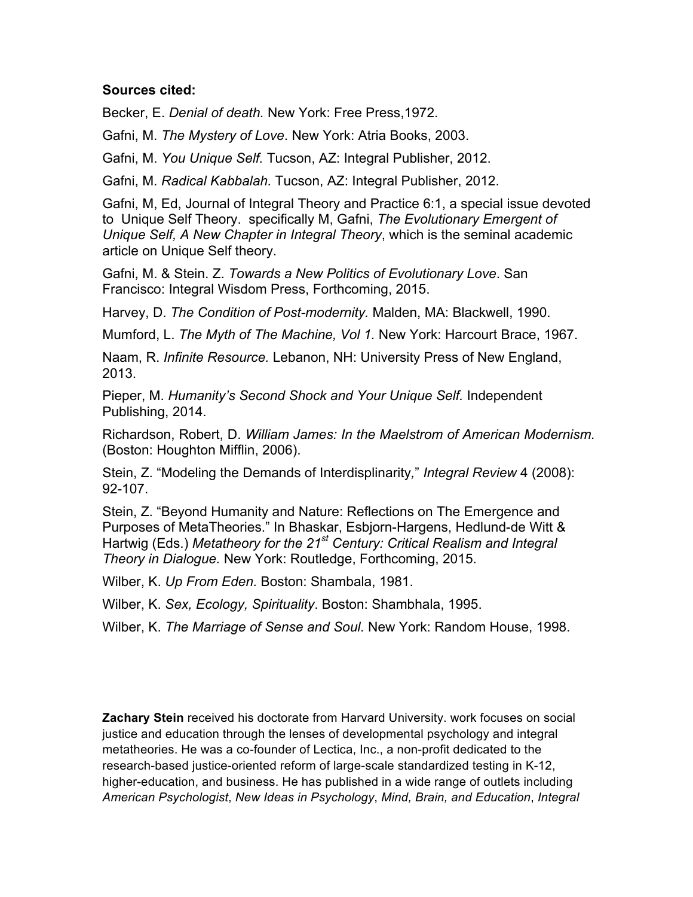**Sources cited:**

Becker, E. *Denial of death.* New York: Free Press,1972.

Gafni, M. *The Mystery of Love*. New York: Atria Books, 2003.

Gafni, M. *You Unique Self.* Tucson, AZ: Integral Publisher, 2012.

Gafni, M. *Radical Kabbalah.* Tucson, AZ: Integral Publisher, 2012.

Gafni, M, Ed, Journal of Integral Theory and Practice 6:1, a special issue devoted to Unique Self Theory. specifically M, Gafni, *The Evolutionary Emergent of Unique Self, A New Chapter in Integral Theory*, which is the seminal academic article on Unique Self theory.

Gafni, M. & Stein. Z. *Towards a New Politics of Evolutionary Love*. San Francisco: Integral Wisdom Press, Forthcoming, 2015.

Harvey, D. *The Condition of Post-modernity.* Malden, MA: Blackwell, 1990.

Mumford, L. *The Myth of The Machine, Vol 1.* New York: Harcourt Brace, 1967.

Naam, R. *Infinite Resource.* Lebanon, NH: University Press of New England, 2013.

Pieper, M. *Humanity's Second Shock and Your Unique Self.* Independent Publishing, 2014.

Richardson, Robert, D. *William James: In the Maelstrom of American Modernism.* (Boston: Houghton Mifflin, 2006).

Stein, Z. "Modeling the Demands of Interdisplinarity," *Integral Review* 4 (2008): 92-107.

Stein, Z. "Beyond Humanity and Nature: Reflections on The Emergence and Purposes of MetaTheories." In Bhaskar, Esbjorn-Hargens, Hedlund-de Witt & Hartwig (Eds.) *Metatheory for the 21st Century: Critical Realism and Integral Theory in Dialogue.* New York: Routledge, Forthcoming, 2015.

Wilber, K. *Up From Eden.* Boston: Shambala, 1981.

Wilber, K. *Sex, Ecology, Spirituality*. Boston: Shambhala, 1995.

Wilber, K. *The Marriage of Sense and Soul.* New York: Random House, 1998.

**Zachary Stein** received his doctorate from Harvard University. work focuses on social justice and education through the lenses of developmental psychology and integral metatheories. He was a co-founder of Lectica, Inc., a non-profit dedicated to the research-based justice-oriented reform of large-scale standardized testing in K-12, higher-education, and business. He has published in a wide range of outlets including *American Psychologist*, *New Ideas in Psychology*, *Mind, Brain, and Education*, *Integral*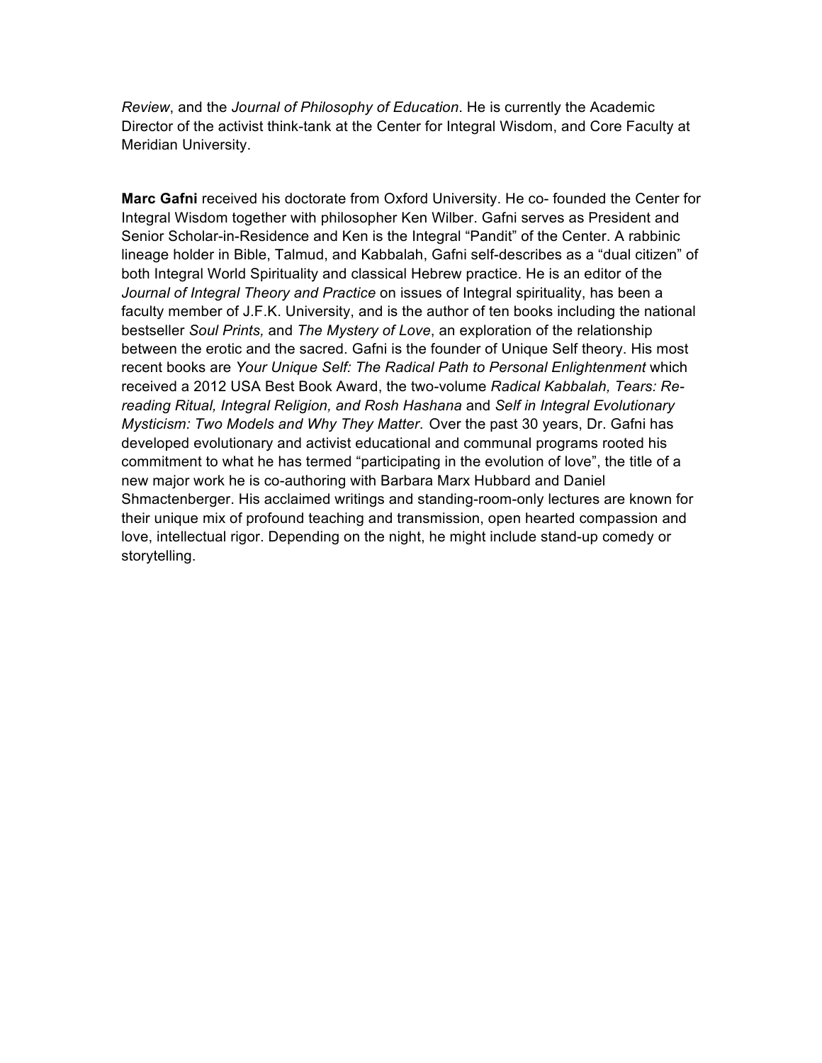*Review*, and the *Journal of Philosophy of Education*. He is currently the Academic Director of the activist think-tank at the Center for Integral Wisdom, and Core Faculty at Meridian University.

**Marc Gafni** received his doctorate from Oxford University. He co- founded the Center for Integral Wisdom together with philosopher Ken Wilber. Gafni serves as President and Senior Scholar-in-Residence and Ken is the Integral "Pandit" of the Center. A rabbinic lineage holder in Bible, Talmud, and Kabbalah, Gafni self-describes as a "dual citizen" of both Integral World Spirituality and classical Hebrew practice. He is an editor of the *Journal of Integral Theory and Practice* on issues of Integral spirituality, has been a faculty member of J.F.K. University, and is the author of ten books including the national bestseller *Soul Prints,* and *The Mystery of Love*, an exploration of the relationship between the erotic and the sacred. Gafni is the founder of Unique Self theory. His most recent books are *Your Unique Self: The Radical Path to Personal Enlightenment* which received a 2012 USA Best Book Award, the two-volume *Radical Kabbalah, Tears: Re-reading Ritual, Integral Religion, and Rosh Hashana* and *Self in Integral Evolutionary Mysticism: Two Models and Why They Matter*. Over the past 30 years, Dr. Gafni has developed evolutionary and activist educational and communal programs rooted his commitment to what he has termed "participating in the evolution of love", the title of a new major work he is co-authoring with Barbara Marx Hubbard and Daniel Shmactenberger. His acclaimed writings and standing-room-only lectures are known for their unique mix of profound teaching and transmission, open hearted compassion and love, intellectual rigor. Depending on the night, he might include stand-up comedy or storytelling.